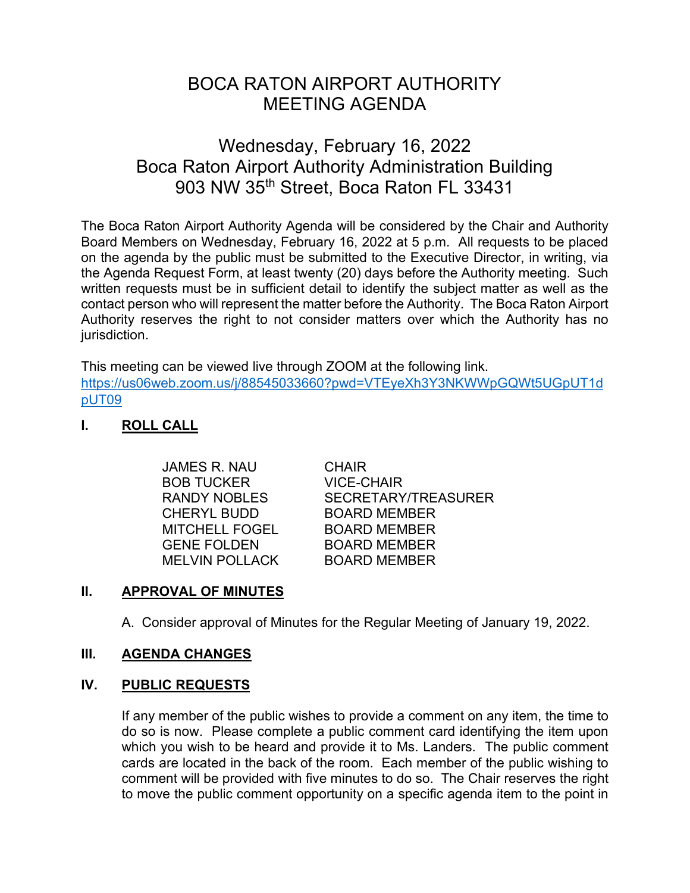# BOCA RATON AIRPORT AUTHORITY MEETING AGENDA

## Wednesday, February 16, 2022
## Boca Raton Airport Authority Administration Building
## 903 NW 35th Street, Boca Raton FL 33431

The Boca Raton Airport Authority Agenda will be considered by the Chair and Authority Board Members on Wednesday, February 16, 2022 at 5 p.m. All requests to be placed on the agenda by the public must be submitted to the Executive Director, in writing, via the Agenda Request Form, at least twenty (20) days before the Authority meeting. Such written requests must be in sufficient detail to identify the subject matter as well as the contact person who will represent the matter before the Authority. The Boca Raton Airport Authority reserves the right to not consider matters over which the Authority has no jurisdiction.

This meeting can be viewed live through ZOOM at the following link.
https://us06web.zoom.us/j/88545033660?pwd=VTEyeXh3Y3NKWWpGQWt5UGpUT1dpUT09

## I. ROLL CALL

| | |
|---|---|
| JAMES R. NAU | CHAIR |
| BOB TUCKER | VICE-CHAIR |
| RANDY NOBLES | SECRETARY/TREASURER |
| CHERYL BUDD | BOARD MEMBER |
| MITCHELL FOGEL | BOARD MEMBER |
| GENE FOLDEN | BOARD MEMBER |
| MELVIN POLLACK | BOARD MEMBER |

## II. APPROVAL OF MINUTES

A. Consider approval of Minutes for the Regular Meeting of January 19, 2022.

## III. AGENDA CHANGES

## IV. PUBLIC REQUESTS

If any member of the public wishes to provide a comment on any item, the time to do so is now. Please complete a public comment card identifying the item upon which you wish to be heard and provide it to Ms. Landers. The public comment cards are located in the back of the room. Each member of the public wishing to comment will be provided with five minutes to do so. The Chair reserves the right to move the public comment opportunity on a specific agenda item to the point in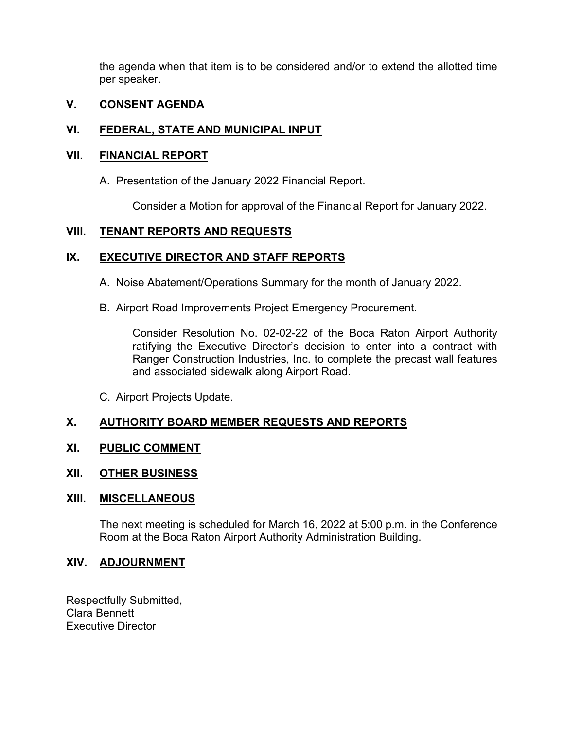the agenda when that item is to be considered and/or to extend the allotted time per speaker.

## V. CONSENT AGENDA

## VI. FEDERAL, STATE AND MUNICIPAL INPUT

## VII. FINANCIAL REPORT

A. Presentation of the January 2022 Financial Report.

Consider a Motion for approval of the Financial Report for January 2022.

## VIII. TENANT REPORTS AND REQUESTS

## IX. EXECUTIVE DIRECTOR AND STAFF REPORTS

A. Noise Abatement/Operations Summary for the month of January 2022.

B. Airport Road Improvements Project Emergency Procurement.

Consider Resolution No. 02-02-22 of the Boca Raton Airport Authority ratifying the Executive Director's decision to enter into a contract with Ranger Construction Industries, Inc. to complete the precast wall features and associated sidewalk along Airport Road.

C. Airport Projects Update.

## X. AUTHORITY BOARD MEMBER REQUESTS AND REPORTS

## XI. PUBLIC COMMENT

## XII. OTHER BUSINESS

## XIII. MISCELLANEOUS

The next meeting is scheduled for March 16, 2022 at 5:00 p.m. in the Conference Room at the Boca Raton Airport Authority Administration Building.

## XIV. ADJOURNMENT

Respectfully Submitted,
Clara Bennett
Executive Director